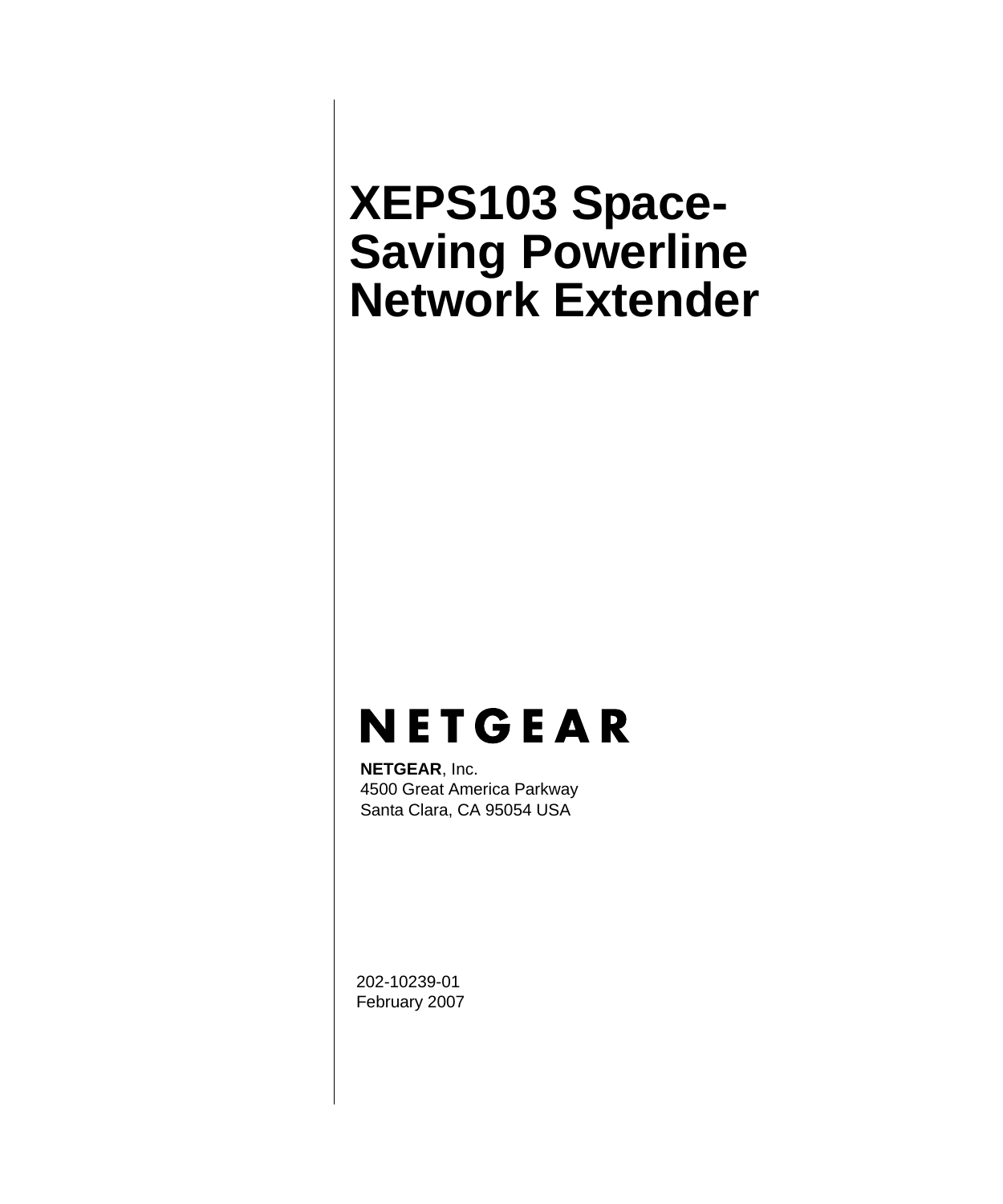# XEPS103 Space-Saving Powerline Network Extender

NETGEAR

**NETGEAR**, Inc.
4500 Great America Parkway
Santa Clara, CA 95054 USA

202-10239-01
February 2007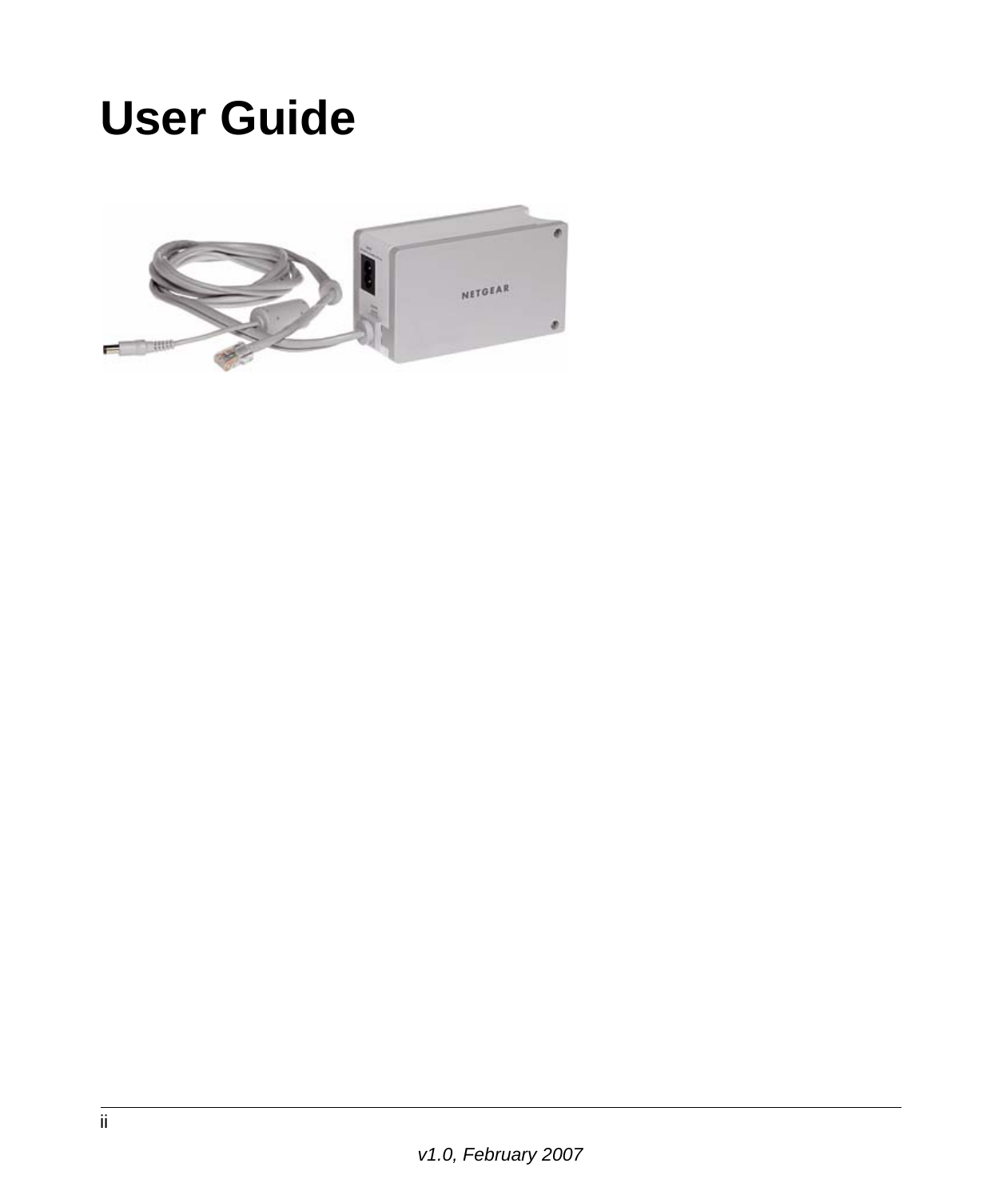# User Guide

v1.0, February 2007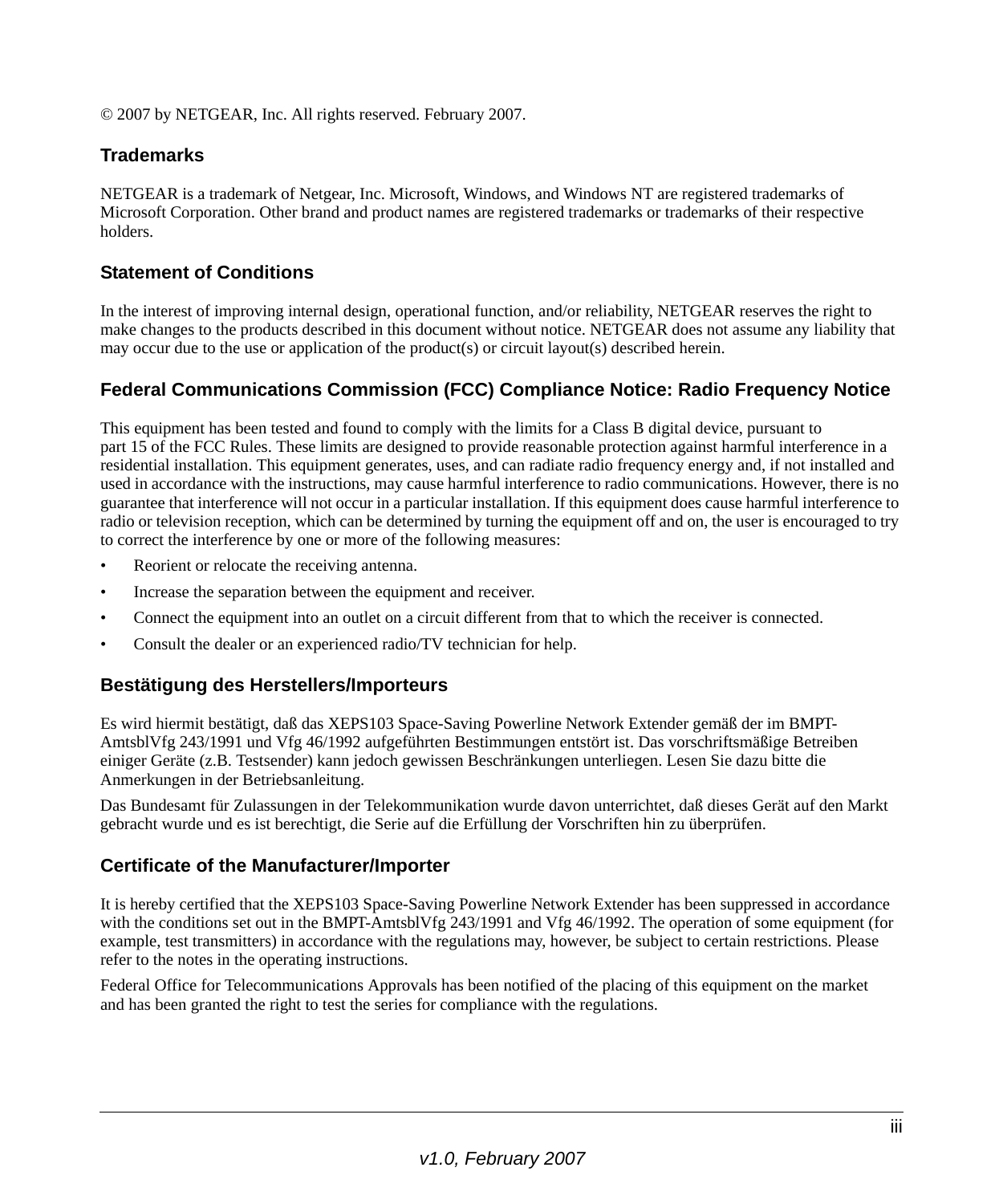© 2007 by NETGEAR, Inc. All rights reserved. February 2007.

## Trademarks

NETGEAR is a trademark of Netgear, Inc. Microsoft, Windows, and Windows NT are registered trademarks of Microsoft Corporation. Other brand and product names are registered trademarks or trademarks of their respective holders.

## Statement of Conditions

In the interest of improving internal design, operational function, and/or reliability, NETGEAR reserves the right to make changes to the products described in this document without notice. NETGEAR does not assume any liability that may occur due to the use or application of the product(s) or circuit layout(s) described herein.

## Federal Communications Commission (FCC) Compliance Notice: Radio Frequency Notice

This equipment has been tested and found to comply with the limits for a Class B digital device, pursuant to part 15 of the FCC Rules. These limits are designed to provide reasonable protection against harmful interference in a residential installation. This equipment generates, uses, and can radiate radio frequency energy and, if not installed and used in accordance with the instructions, may cause harmful interference to radio communications. However, there is no guarantee that interference will not occur in a particular installation. If this equipment does cause harmful interference to radio or television reception, which can be determined by turning the equipment off and on, the user is encouraged to try to correct the interference by one or more of the following measures:

- Reorient or relocate the receiving antenna.
- Increase the separation between the equipment and receiver.
- Connect the equipment into an outlet on a circuit different from that to which the receiver is connected.
- Consult the dealer or an experienced radio/TV technician for help.

## Bestätigung des Herstellers/Importeurs

Es wird hiermit bestätigt, daß das XEPS103 Space-Saving Powerline Network Extender gemäß der im BMPT-AmtsblVfg 243/1991 und Vfg 46/1992 aufgeführten Bestimmungen entstört ist. Das vorschriftsmäßige Betreiben einiger Geräte (z.B. Testsender) kann jedoch gewissen Beschränkungen unterliegen. Lesen Sie dazu bitte die Anmerkungen in der Betriebsanleitung.

Das Bundesamt für Zulassungen in der Telekommunikation wurde davon unterrichtet, daß dieses Gerät auf den Markt gebracht wurde und es ist berechtigt, die Serie auf die Erfüllung der Vorschriften hin zu überprüfen.

## Certificate of the Manufacturer/Importer

It is hereby certified that the XEPS103 Space-Saving Powerline Network Extender has been suppressed in accordance with the conditions set out in the BMPT-AmtsblVfg 243/1991 and Vfg 46/1992. The operation of some equipment (for example, test transmitters) in accordance with the regulations may, however, be subject to certain restrictions. Please refer to the notes in the operating instructions.

Federal Office for Telecommunications Approvals has been notified of the placing of this equipment on the market and has been granted the right to test the series for compliance with the regulations.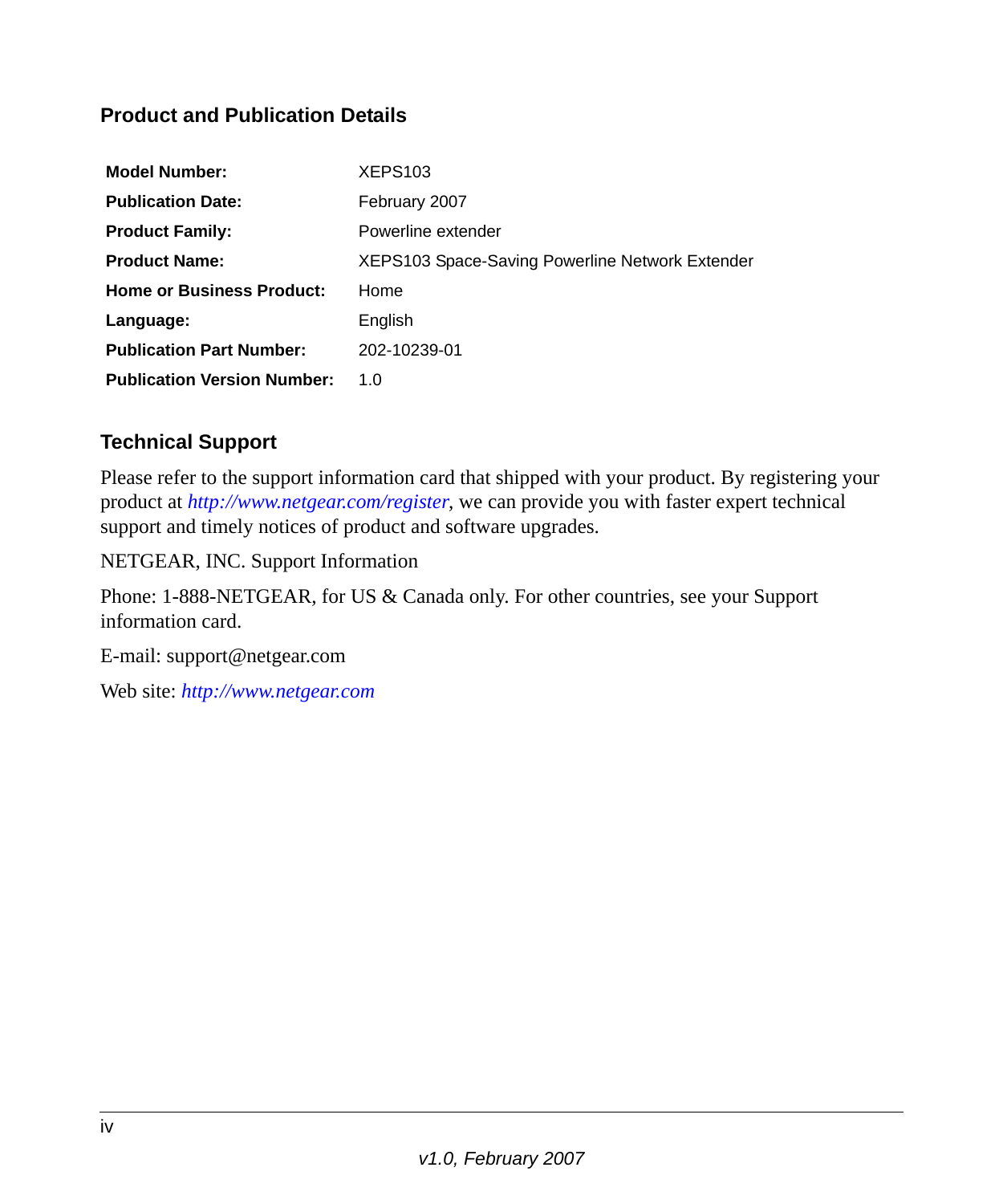## Product and Publication Details

| | |
|---|---|
| **Model Number:** | XEPS103 |
| **Publication Date:** | February 2007 |
| **Product Family:** | Powerline extender |
| **Product Name:** | XEPS103 Space-Saving Powerline Network Extender |
| **Home or Business Product:** | Home |
| **Language:** | English |
| **Publication Part Number:** | 202-10239-01 |
| **Publication Version Number:** | 1.0 |

## Technical Support

Please refer to the support information card that shipped with your product. By registering your product at *http://www.netgear.com/register*, we can provide you with faster expert technical support and timely notices of product and software upgrades.

NETGEAR, INC. Support Information

Phone: 1-888-NETGEAR, for US & Canada only. For other countries, see your Support information card.

E-mail: support@netgear.com

Web site: *http://www.netgear.com*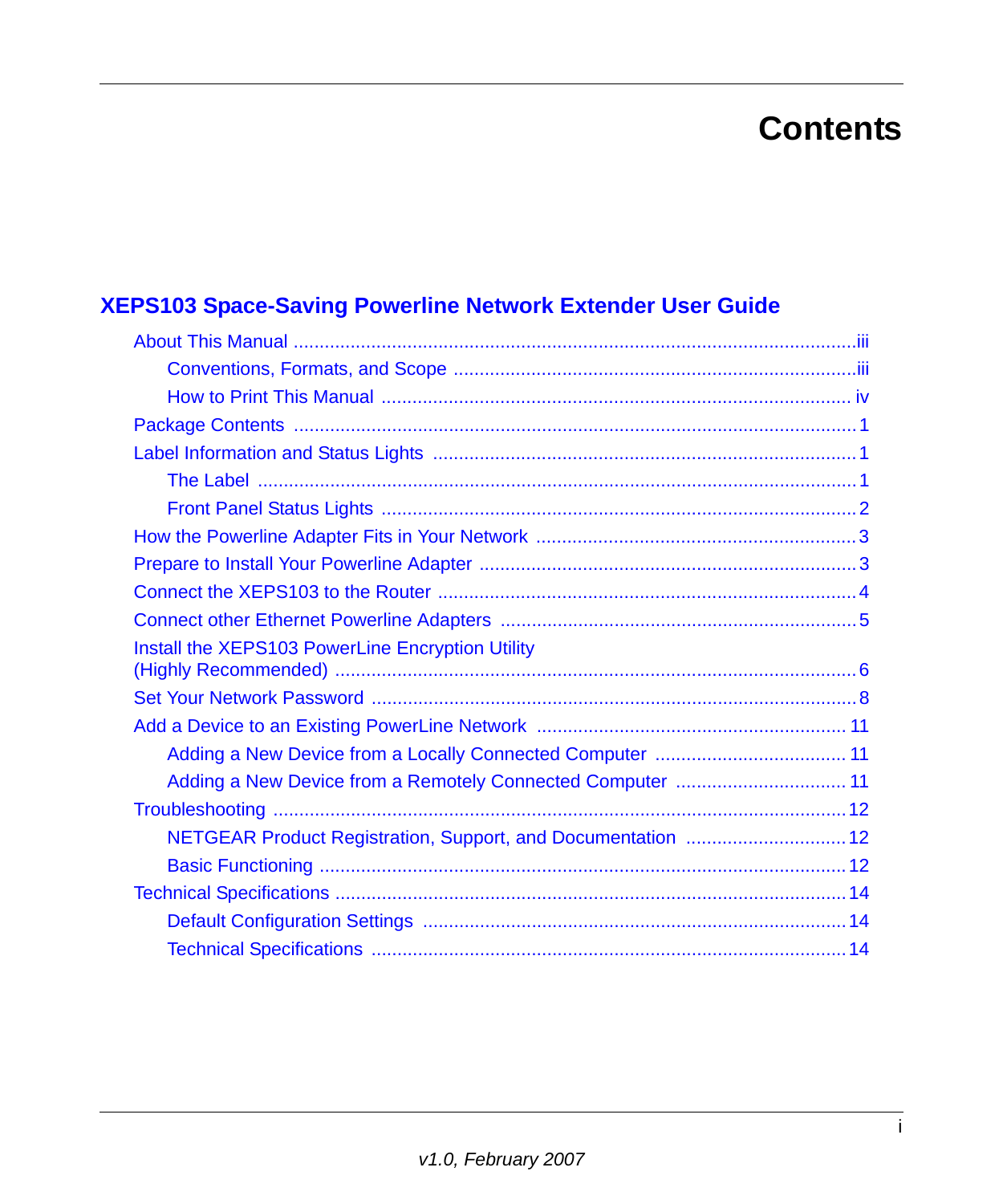# Contents

## XEPS103 Space-Saving Powerline Network Extender User Guide

- About This Manual ..... iii
  - Conventions, Formats, and Scope ..... iii
  - How to Print This Manual ..... iv
- Package Contents ..... 1
- Label Information and Status Lights ..... 1
  - The Label ..... 1
  - Front Panel Status Lights ..... 2
- How the Powerline Adapter Fits in Your Network ..... 3
- Prepare to Install Your Powerline Adapter ..... 3
- Connect the XEPS103 to the Router ..... 4
- Connect other Ethernet Powerline Adapters ..... 5
- Install the XEPS103 PowerLine Encryption Utility (Highly Recommended) ..... 6
- Set Your Network Password ..... 8
- Add a Device to an Existing PowerLine Network ..... 11
  - Adding a New Device from a Locally Connected Computer ..... 11
  - Adding a New Device from a Remotely Connected Computer ..... 11
- Troubleshooting ..... 12
  - NETGEAR Product Registration, Support, and Documentation ..... 12
  - Basic Functioning ..... 12
- Technical Specifications ..... 14
  - Default Configuration Settings ..... 14
  - Technical Specifications ..... 14

*v1.0, February 2007*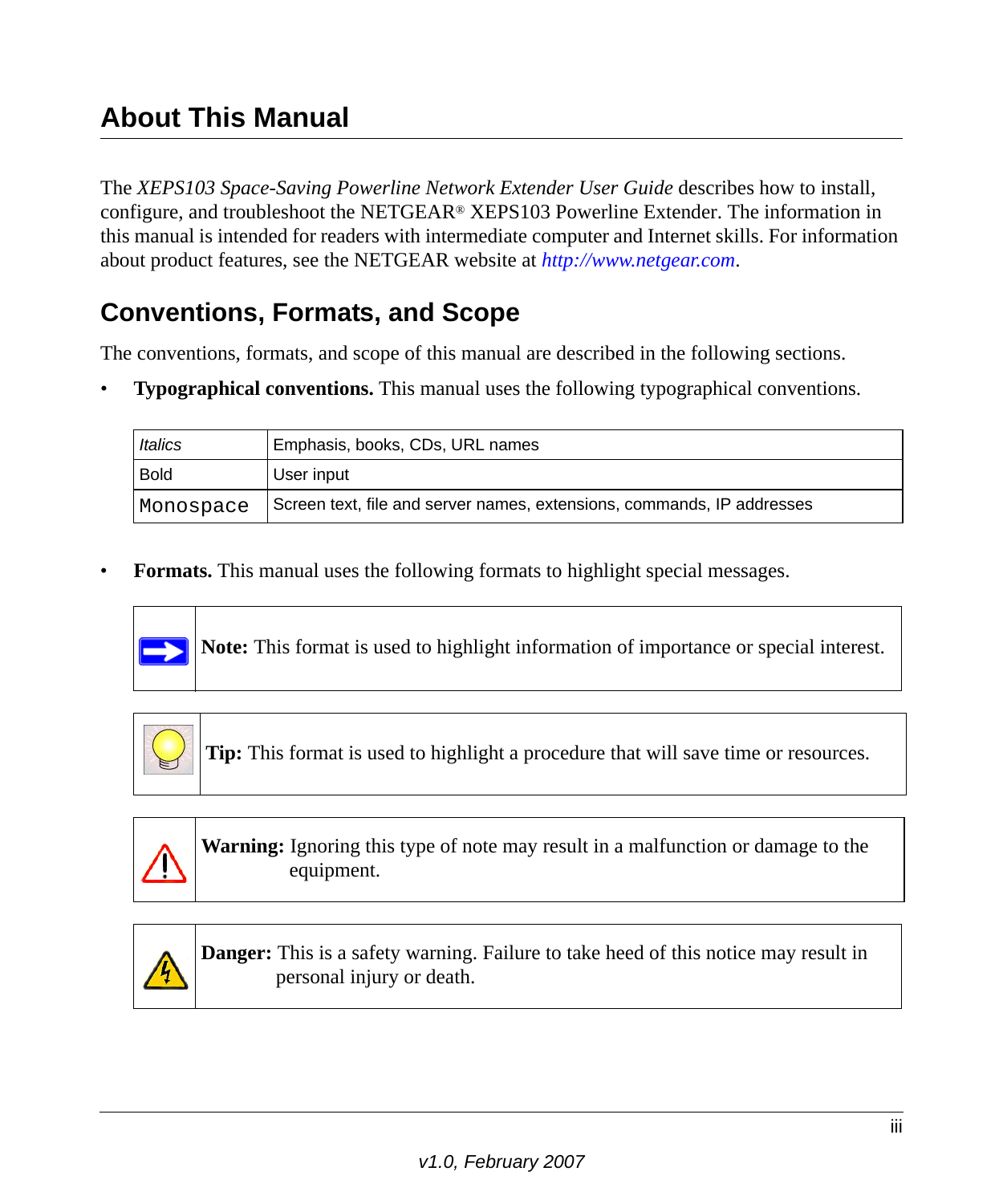# About This Manual

The *XEPS103 Space-Saving Powerline Network Extender User Guide* describes how to install, configure, and troubleshoot the NETGEAR® XEPS103 Powerline Extender. The information in this manual is intended for readers with intermediate computer and Internet skills. For information about product features, see the NETGEAR website at *http://www.netgear.com*.

## Conventions, Formats, and Scope

The conventions, formats, and scope of this manual are described in the following sections.

- **Typographical conventions.** This manual uses the following typographical conventions.

| | |
|---|---|
| *Italics* | Emphasis, books, CDs, URL names |
| **Bold** | User input |
| `Monospace` | Screen text, file and server names, extensions, commands, IP addresses |

- **Formats.** This manual uses the following formats to highlight special messages.

**Note:** This format is used to highlight information of importance or special interest.

**Tip:** This format is used to highlight a procedure that will save time or resources.

**Warning:** Ignoring this type of note may result in a malfunction or damage to the equipment.

**Danger:** This is a safety warning. Failure to take heed of this notice may result in personal injury or death.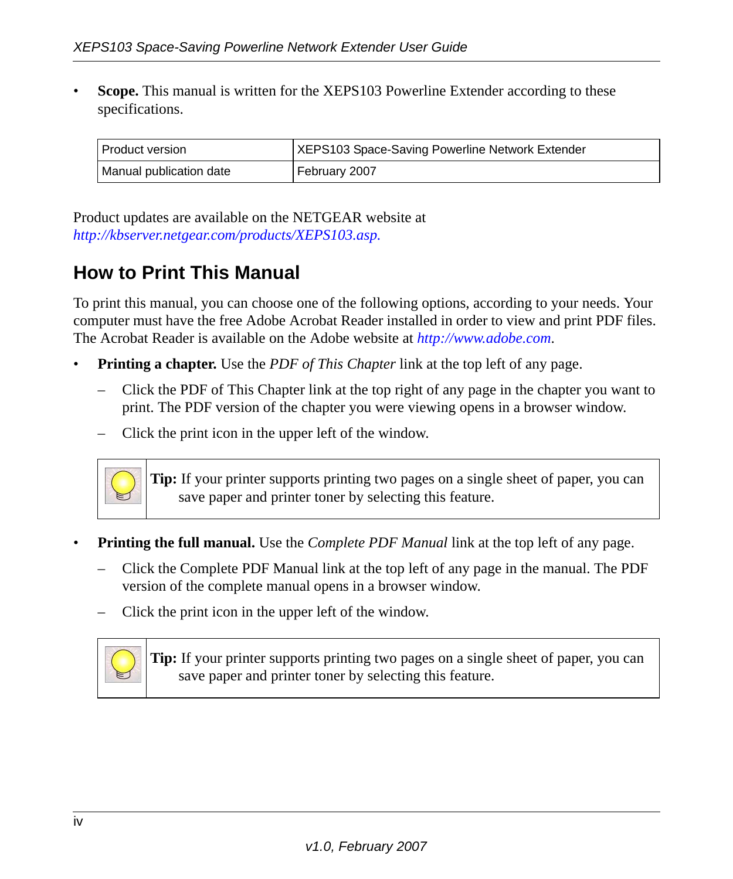- **Scope.** This manual is written for the XEPS103 Powerline Extender according to these specifications.

| Product version | XEPS103 Space-Saving Powerline Network Extender |
|---|---|
| Manual publication date | February 2007 |

Product updates are available on the NETGEAR website at *http://kbserver.netgear.com/products/XEPS103.asp.*

## How to Print This Manual

To print this manual, you can choose one of the following options, according to your needs. Your computer must have the free Adobe Acrobat Reader installed in order to view and print PDF files. The Acrobat Reader is available on the Adobe website at *http://www.adobe.com*.

- **Printing a chapter.** Use the *PDF of This Chapter* link at the top left of any page.
  - Click the PDF of This Chapter link at the top right of any page in the chapter you want to print. The PDF version of the chapter you were viewing opens in a browser window.
  - Click the print icon in the upper left of the window.

> **Tip:** If your printer supports printing two pages on a single sheet of paper, you can save paper and printer toner by selecting this feature.

- **Printing the full manual.** Use the *Complete PDF Manual* link at the top left of any page.
  - Click the Complete PDF Manual link at the top left of any page in the manual. The PDF version of the complete manual opens in a browser window.
  - Click the print icon in the upper left of the window.

> **Tip:** If your printer supports printing two pages on a single sheet of paper, you can save paper and printer toner by selecting this feature.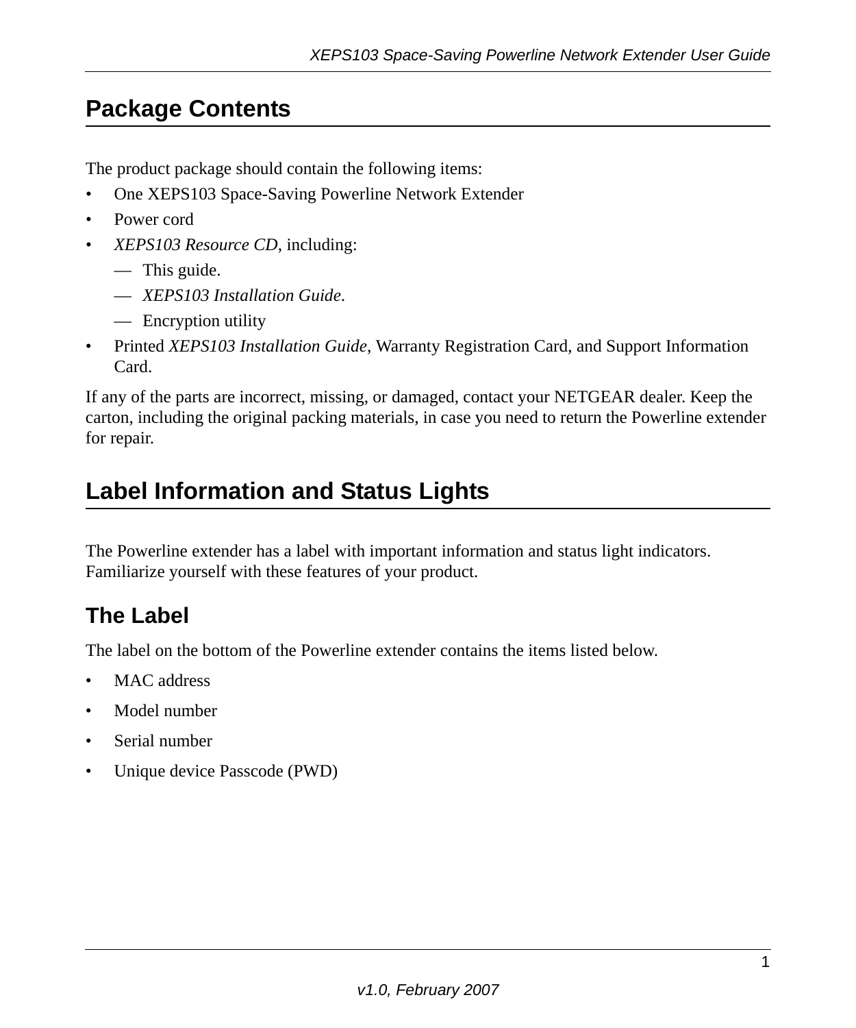## Package Contents

The product package should contain the following items:

- One XEPS103 Space-Saving Powerline Network Extender
- Power cord
- *XEPS103 Resource CD*, including:
  - — This guide.
  - — *XEPS103 Installation Guide*.
  - — Encryption utility
- Printed *XEPS103 Installation Guide*, Warranty Registration Card, and Support Information Card.

If any of the parts are incorrect, missing, or damaged, contact your NETGEAR dealer. Keep the carton, including the original packing materials, in case you need to return the Powerline extender for repair.

## Label Information and Status Lights

The Powerline extender has a label with important information and status light indicators. Familiarize yourself with these features of your product.

### The Label

The label on the bottom of the Powerline extender contains the items listed below.

- MAC address
- Model number
- Serial number
- Unique device Passcode (PWD)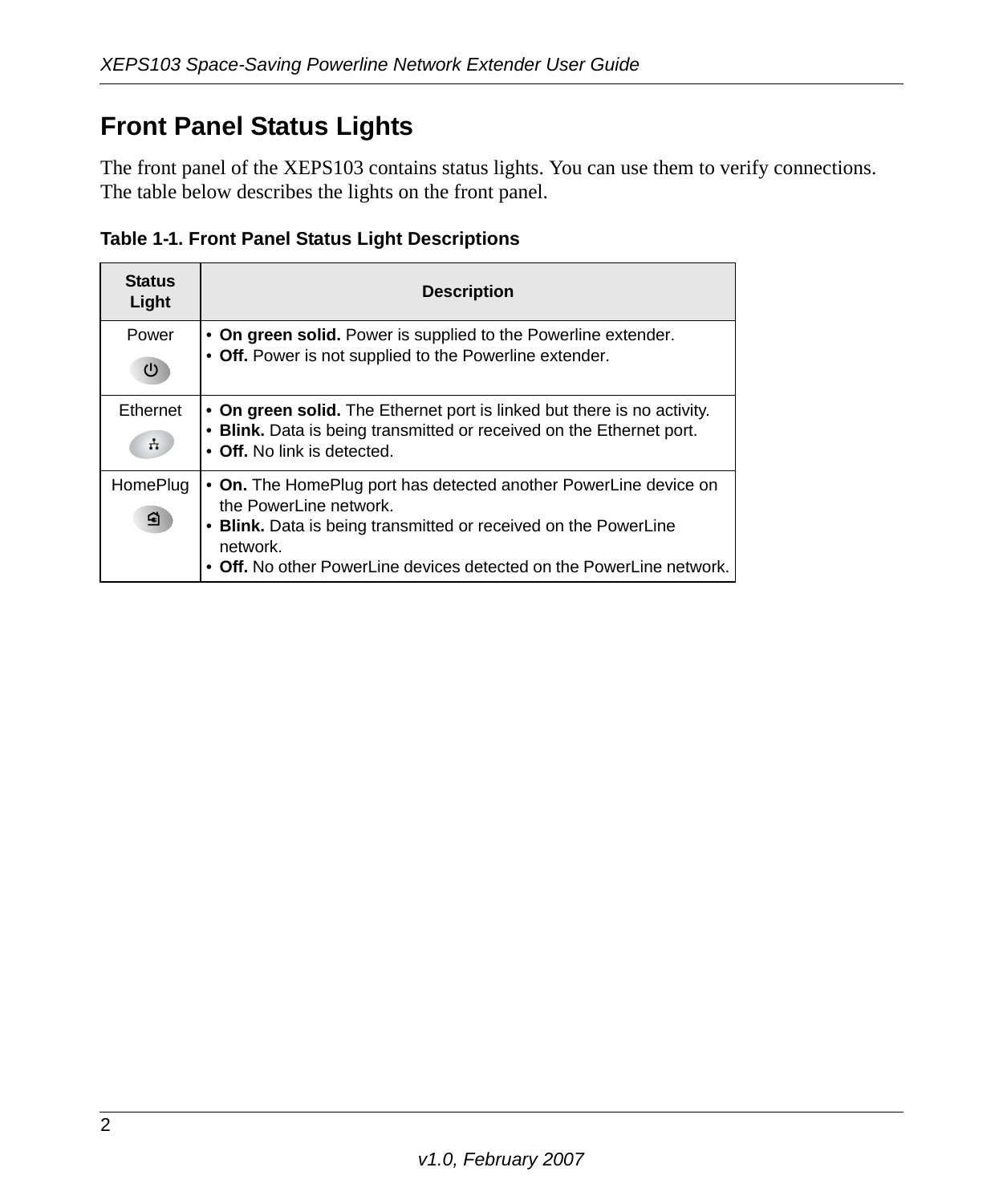## Front Panel Status Lights

The front panel of the XEPS103 contains status lights. You can use them to verify connections. The table below describes the lights on the front panel.

**Table 1-1. Front Panel Status Light Descriptions**

| Status Light | Description |
|---|---|
| Power | • **On green solid.** Power is supplied to the Powerline extender.<br>• **Off.** Power is not supplied to the Powerline extender. |
| Ethernet | • **On green solid.** The Ethernet port is linked but there is no activity.<br>• **Blink.** Data is being transmitted or received on the Ethernet port.<br>• **Off.** No link is detected. |
| HomePlug | • **On.** The HomePlug port has detected another PowerLine device on the PowerLine network.<br>• **Blink.** Data is being transmitted or received on the PowerLine network.<br>• **Off.** No other PowerLine devices detected on the PowerLine network. |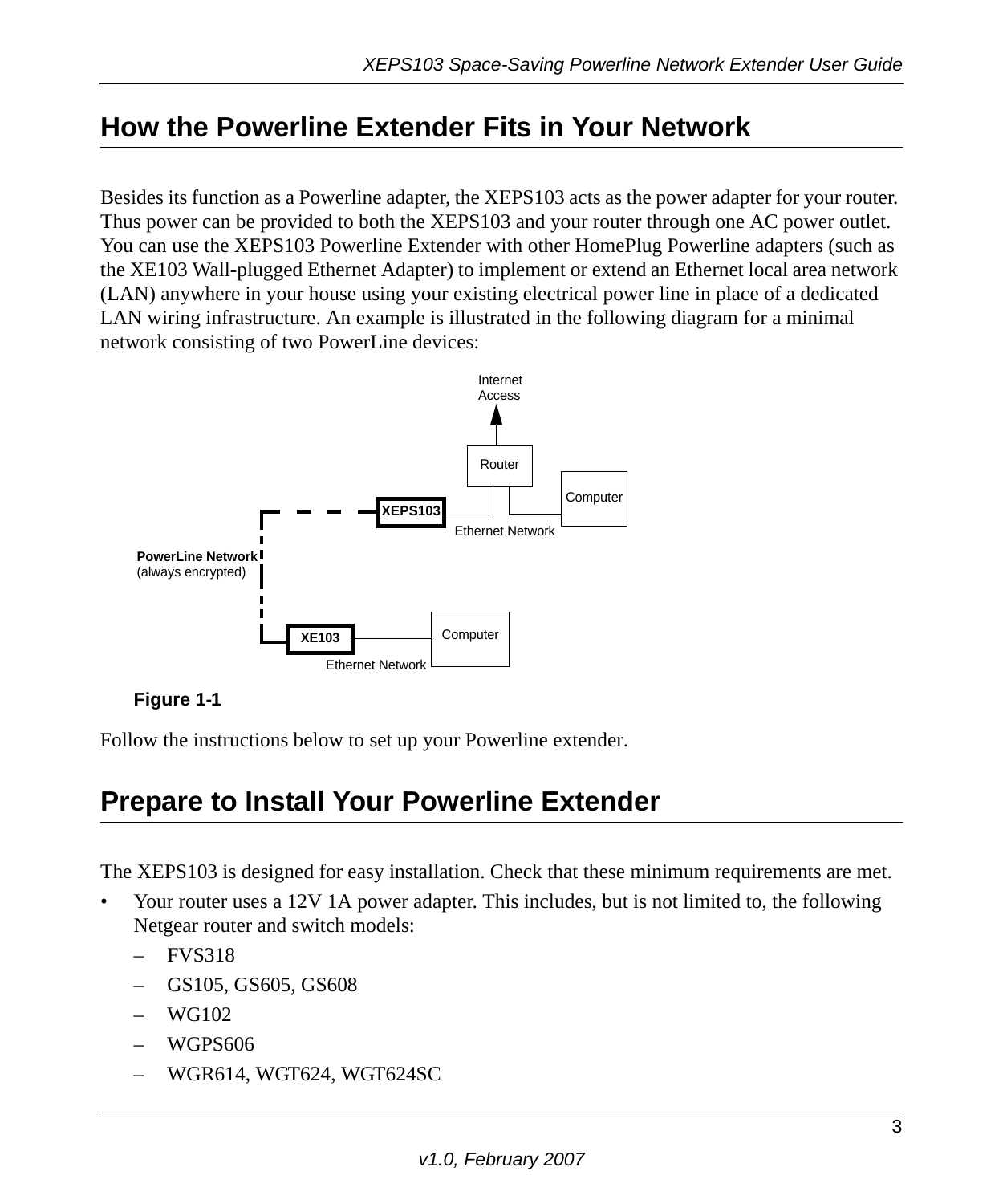## How the Powerline Extender Fits in Your Network

Besides its function as a Powerline adapter, the XEPS103 acts as the power adapter for your router. Thus power can be provided to both the XEPS103 and your router through one AC power outlet. You can use the XEPS103 Powerline Extender with other HomePlug Powerline adapters (such as the XE103 Wall-plugged Ethernet Adapter) to implement or extend an Ethernet local area network (LAN) anywhere in your house using your existing electrical power line in place of a dedicated LAN wiring infrastructure. An example is illustrated in the following diagram for a minimal network consisting of two PowerLine devices:

**Figure 1-1**

Follow the instructions below to set up your Powerline extender.

## Prepare to Install Your Powerline Extender

The XEPS103 is designed for easy installation. Check that these minimum requirements are met.

- Your router uses a 12V 1A power adapter. This includes, but is not limited to, the following Netgear router and switch models:
  - FVS318
  - GS105, GS605, GS608
  - WG102
  - WGPS606
  - WGR614, WGT624, WGT624SC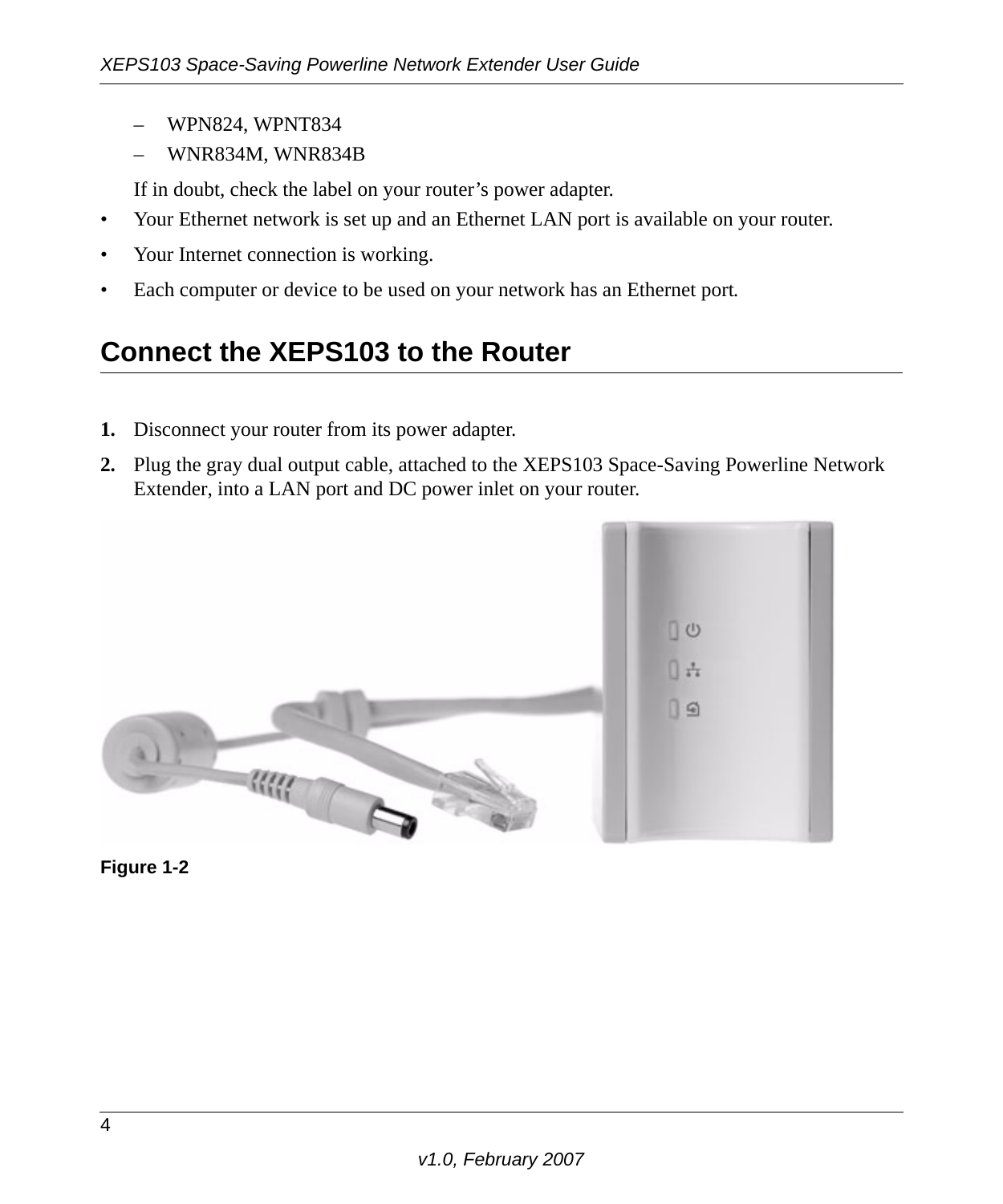– WPN824, WPNT834

– WNR834M, WNR834B

If in doubt, check the label on your router's power adapter.

- Your Ethernet network is set up and an Ethernet LAN port is available on your router.
- Your Internet connection is working.
- Each computer or device to be used on your network has an Ethernet port.

## Connect the XEPS103 to the Router

1. Disconnect your router from its power adapter.
2. Plug the gray dual output cable, attached to the XEPS103 Space-Saving Powerline Network Extender, into a LAN port and DC power inlet on your router.

**Figure 1-2**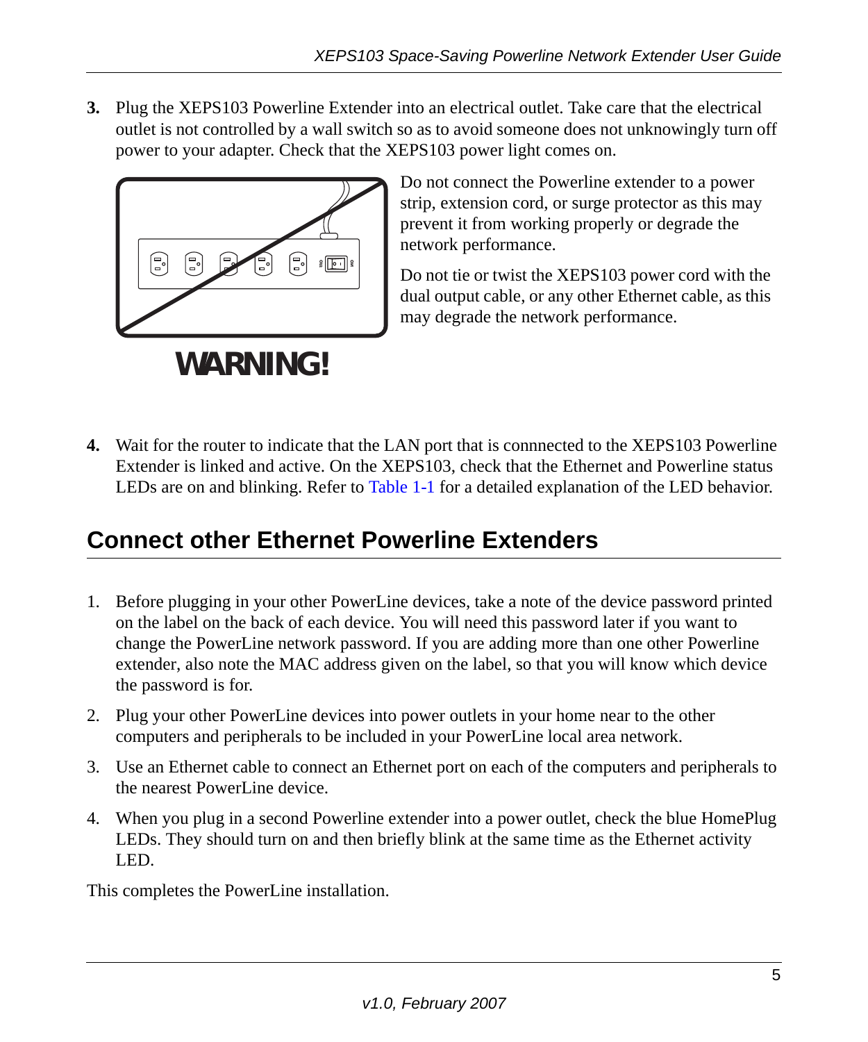3. Plug the XEPS103 Powerline Extender into an electrical outlet. Take care that the electrical outlet is not controlled by a wall switch so as to avoid someone does not unknowingly turn off power to your adapter. Check that the XEPS103 power light comes on.

**WARNING!**

Do not connect the Powerline extender to a power strip, extension cord, or surge protector as this may prevent it from working properly or degrade the network performance.

Do not tie or twist the XEPS103 power cord with the dual output cable, or any other Ethernet cable, as this may degrade the network performance.

4. Wait for the router to indicate that the LAN port that is connnected to the XEPS103 Powerline Extender is linked and active. On the XEPS103, check that the Ethernet and Powerline status LEDs are on and blinking. Refer to Table 1-1 for a detailed explanation of the LED behavior.

## Connect other Ethernet Powerline Extenders

1. Before plugging in your other PowerLine devices, take a note of the device password printed on the label on the back of each device. You will need this password later if you want to change the PowerLine network password. If you are adding more than one other Powerline extender, also note the MAC address given on the label, so that you will know which device the password is for.
2. Plug your other PowerLine devices into power outlets in your home near to the other computers and peripherals to be included in your PowerLine local area network.
3. Use an Ethernet cable to connect an Ethernet port on each of the computers and peripherals to the nearest PowerLine device.
4. When you plug in a second Powerline extender into a power outlet, check the blue HomePlug LEDs. They should turn on and then briefly blink at the same time as the Ethernet activity LED.

This completes the PowerLine installation.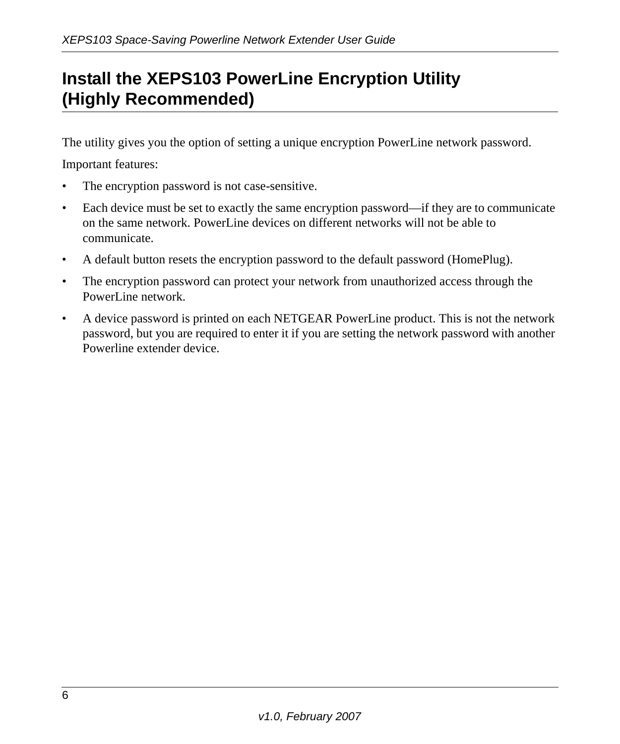# Install the XEPS103 PowerLine Encryption Utility (Highly Recommended)

The utility gives you the option of setting a unique encryption PowerLine network password.

Important features:

- The encryption password is not case-sensitive.
- Each device must be set to exactly the same encryption password—if they are to communicate on the same network. PowerLine devices on different networks will not be able to communicate.
- A default button resets the encryption password to the default password (HomePlug).
- The encryption password can protect your network from unauthorized access through the PowerLine network.
- A device password is printed on each NETGEAR PowerLine product. This is not the network password, but you are required to enter it if you are setting the network password with another Powerline extender device.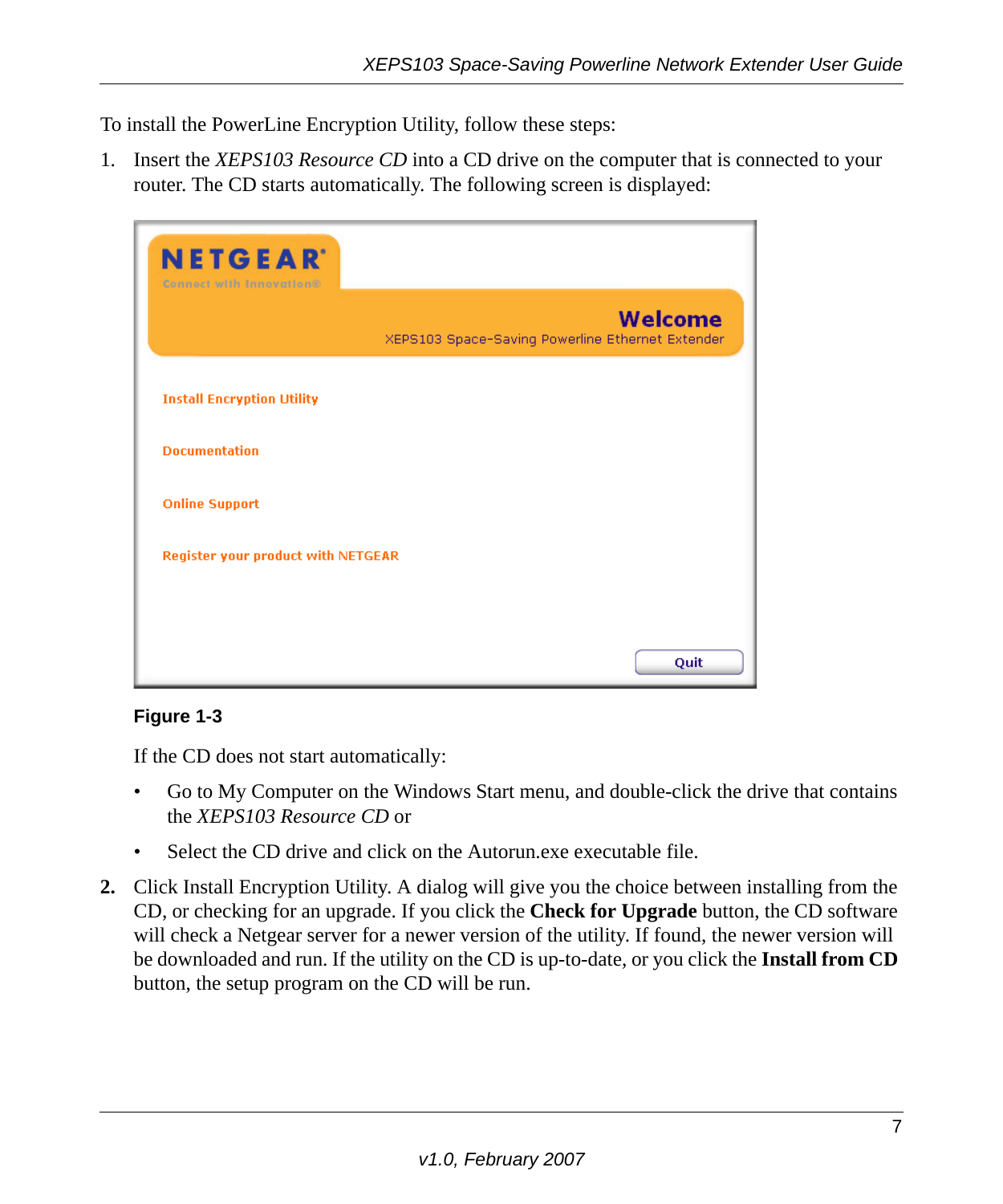To install the PowerLine Encryption Utility, follow these steps:

1. Insert the *XEPS103 Resource CD* into a CD drive on the computer that is connected to your router. The CD starts automatically. The following screen is displayed:

**Figure 1-3**

If the CD does not start automatically:

- Go to My Computer on the Windows Start menu, and double-click the drive that contains the *XEPS103 Resource CD* or
- Select the CD drive and click on the Autorun.exe executable file.

2. Click Install Encryption Utility. A dialog will give you the choice between installing from the CD, or checking for an upgrade. If you click the **Check for Upgrade** button, the CD software will check a Netgear server for a newer version of the utility. If found, the newer version will be downloaded and run. If the utility on the CD is up-to-date, or you click the **Install from CD** button, the setup program on the CD will be run.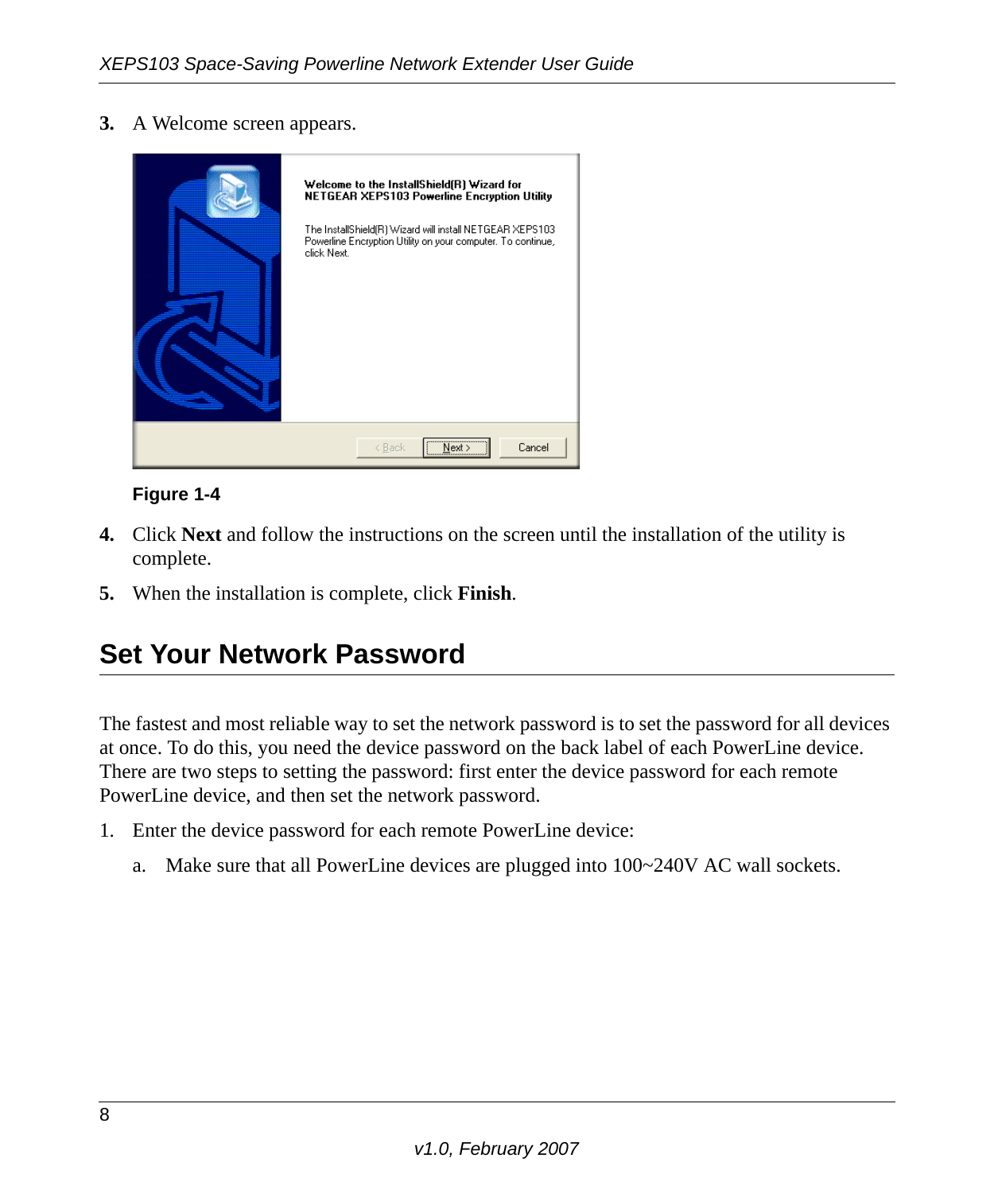3. A Welcome screen appears.

**Figure 1-4**

4. Click **Next** and follow the instructions on the screen until the installation of the utility is complete.

5. When the installation is complete, click **Finish**.

## Set Your Network Password

The fastest and most reliable way to set the network password is to set the password for all devices at once. To do this, you need the device password on the back label of each PowerLine device. There are two steps to setting the password: first enter the device password for each remote PowerLine device, and then set the network password.

1. Enter the device password for each remote PowerLine device:

   a. Make sure that all PowerLine devices are plugged into 100~240V AC wall sockets.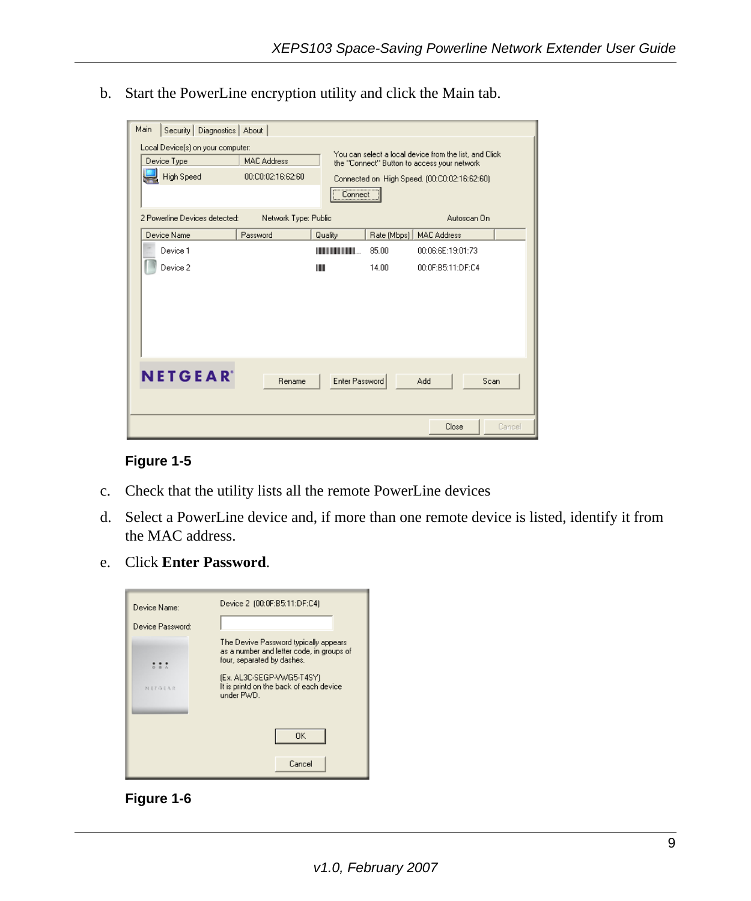b. Start the PowerLine encryption utility and click the Main tab.

**Figure 1-5**

c. Check that the utility lists all the remote PowerLine devices

d. Select a PowerLine device and, if more than one remote device is listed, identify it from the MAC address.

e. Click **Enter Password**.

**Figure 1-6**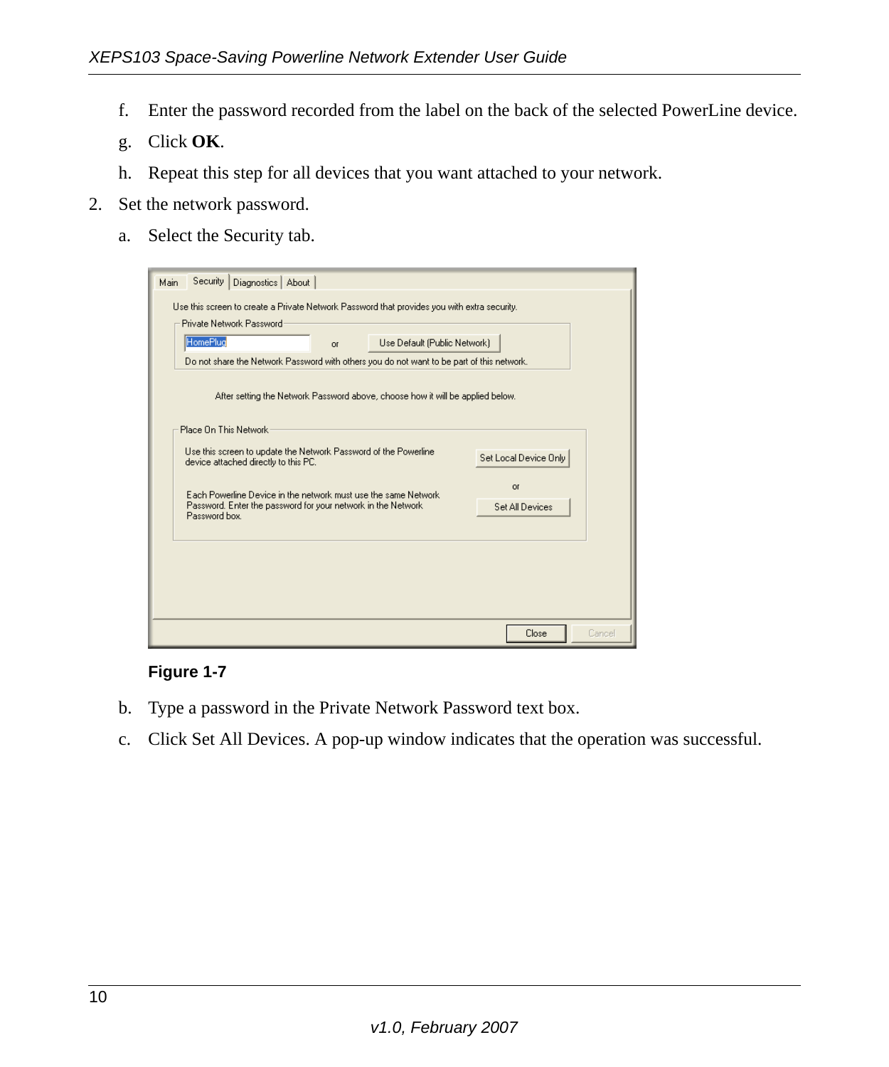f. Enter the password recorded from the label on the back of the selected PowerLine device.

g. Click **OK**.

h. Repeat this step for all devices that you want attached to your network.

2. Set the network password.

   a. Select the Security tab.

**Figure 1-7**

   b. Type a password in the Private Network Password text box.

   c. Click Set All Devices. A pop-up window indicates that the operation was successful.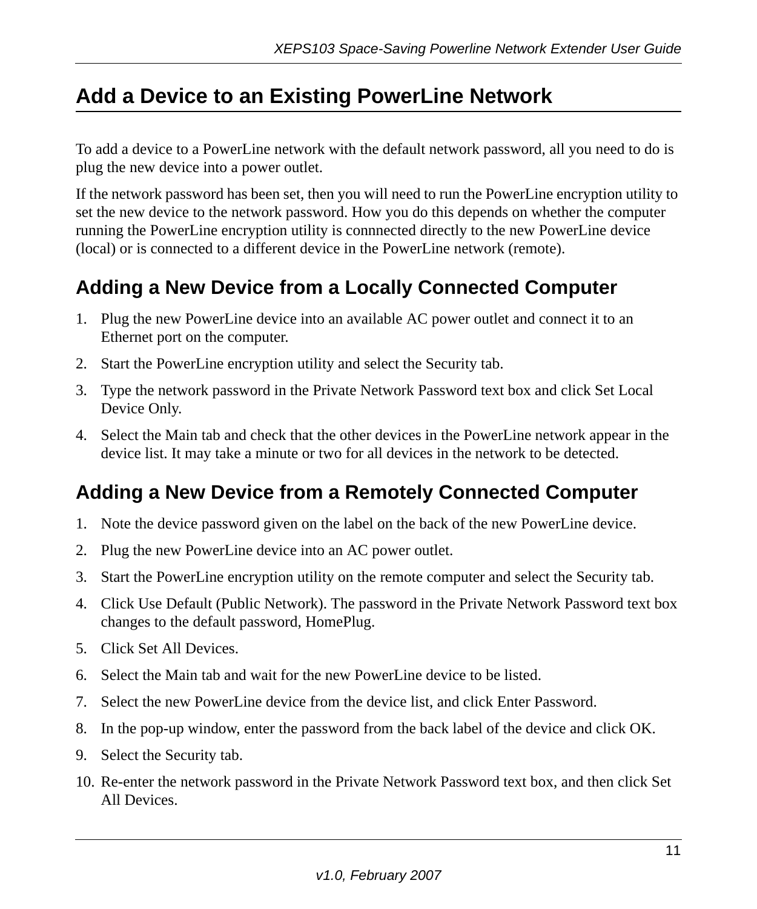## Add a Device to an Existing PowerLine Network

To add a device to a PowerLine network with the default network password, all you need to do is plug the new device into a power outlet.

If the network password has been set, then you will need to run the PowerLine encryption utility to set the new device to the network password. How you do this depends on whether the computer running the PowerLine encryption utility is connnected directly to the new PowerLine device (local) or is connected to a different device in the PowerLine network (remote).

### Adding a New Device from a Locally Connected Computer

1. Plug the new PowerLine device into an available AC power outlet and connect it to an Ethernet port on the computer.
2. Start the PowerLine encryption utility and select the Security tab.
3. Type the network password in the Private Network Password text box and click Set Local Device Only.
4. Select the Main tab and check that the other devices in the PowerLine network appear in the device list. It may take a minute or two for all devices in the network to be detected.

### Adding a New Device from a Remotely Connected Computer

1. Note the device password given on the label on the back of the new PowerLine device.
2. Plug the new PowerLine device into an AC power outlet.
3. Start the PowerLine encryption utility on the remote computer and select the Security tab.
4. Click Use Default (Public Network). The password in the Private Network Password text box changes to the default password, HomePlug.
5. Click Set All Devices.
6. Select the Main tab and wait for the new PowerLine device to be listed.
7. Select the new PowerLine device from the device list, and click Enter Password.
8. In the pop-up window, enter the password from the back label of the device and click OK.
9. Select the Security tab.
10. Re-enter the network password in the Private Network Password text box, and then click Set All Devices.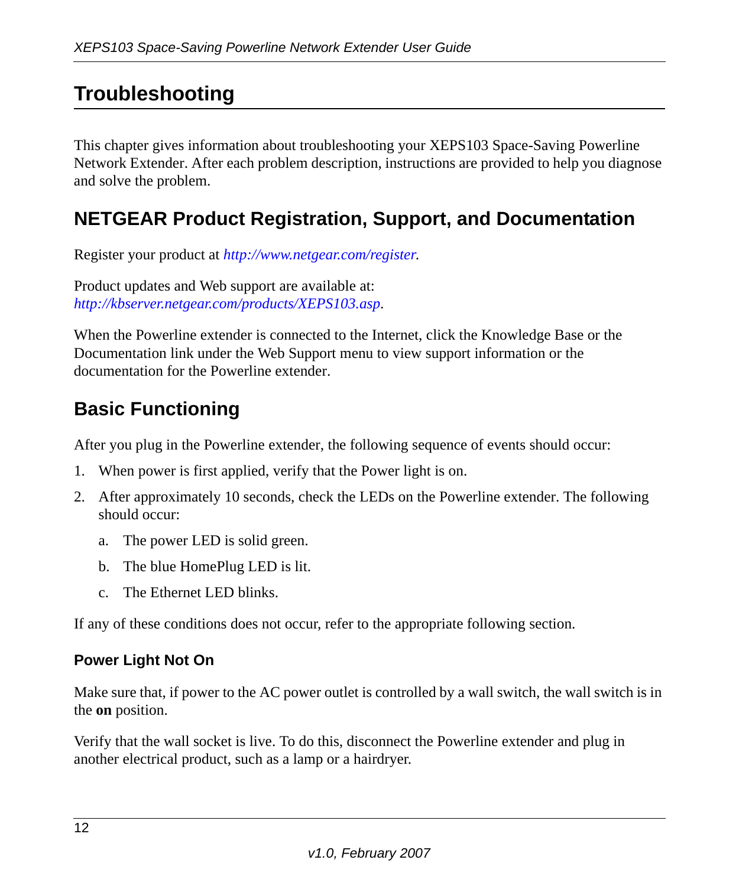# Troubleshooting

This chapter gives information about troubleshooting your XEPS103 Space-Saving Powerline Network Extender. After each problem description, instructions are provided to help you diagnose and solve the problem.

## NETGEAR Product Registration, Support, and Documentation

Register your product at *http://www.netgear.com/register*.

Product updates and Web support are available at:
*http://kbserver.netgear.com/products/XEPS103.asp*.

When the Powerline extender is connected to the Internet, click the Knowledge Base or the Documentation link under the Web Support menu to view support information or the documentation for the Powerline extender.

## Basic Functioning

After you plug in the Powerline extender, the following sequence of events should occur:

1. When power is first applied, verify that the Power light is on.
2. After approximately 10 seconds, check the LEDs on the Powerline extender. The following should occur:
   a. The power LED is solid green.
   b. The blue HomePlug LED is lit.
   c. The Ethernet LED blinks.

If any of these conditions does not occur, refer to the appropriate following section.

### Power Light Not On

Make sure that, if power to the AC power outlet is controlled by a wall switch, the wall switch is in the **on** position.

Verify that the wall socket is live. To do this, disconnect the Powerline extender and plug in another electrical product, such as a lamp or a hairdryer.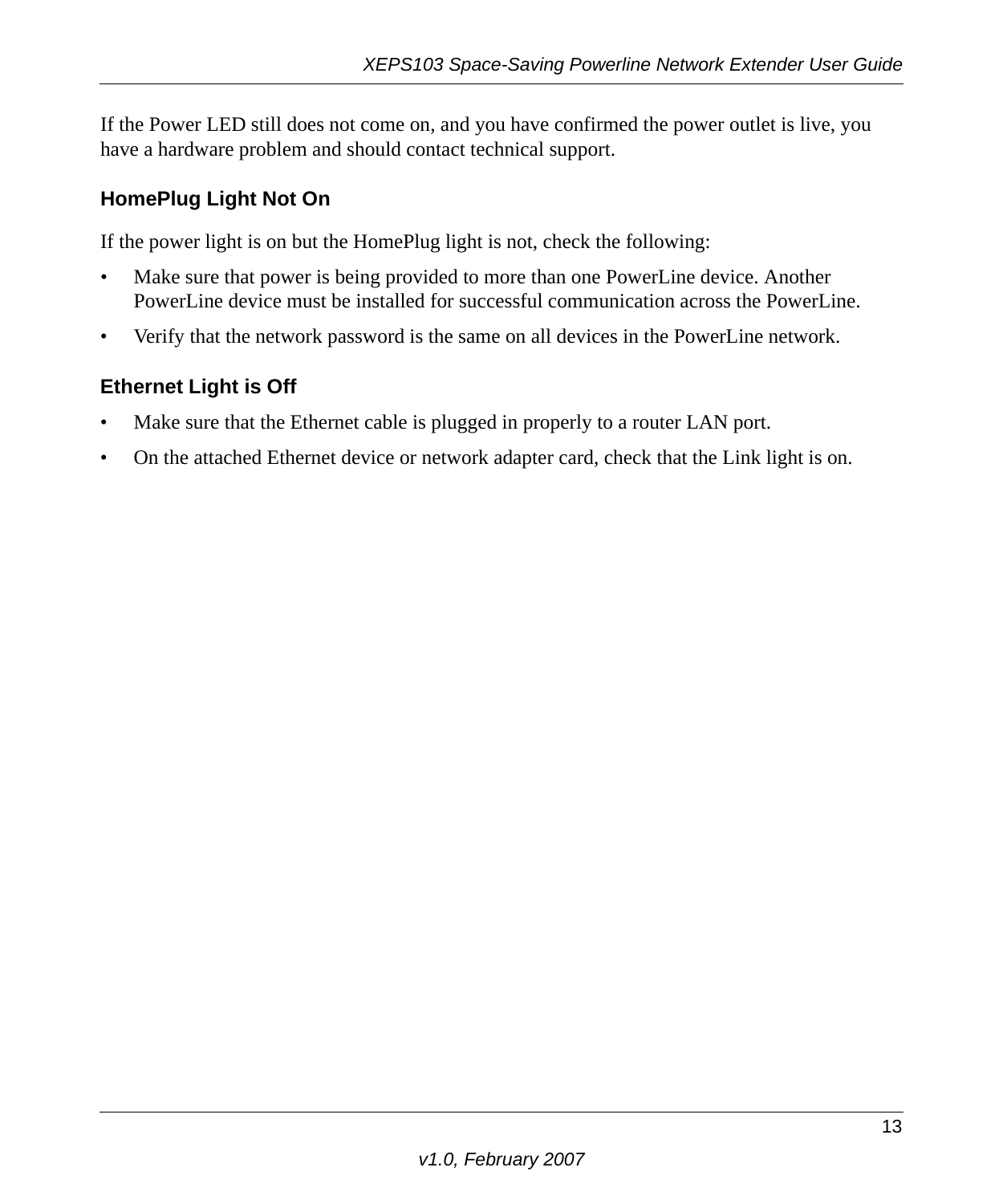If the Power LED still does not come on, and you have confirmed the power outlet is live, you have a hardware problem and should contact technical support.

### HomePlug Light Not On

If the power light is on but the HomePlug light is not, check the following:

- Make sure that power is being provided to more than one PowerLine device. Another PowerLine device must be installed for successful communication across the PowerLine.
- Verify that the network password is the same on all devices in the PowerLine network.

### Ethernet Light is Off

- Make sure that the Ethernet cable is plugged in properly to a router LAN port.
- On the attached Ethernet device or network adapter card, check that the Link light is on.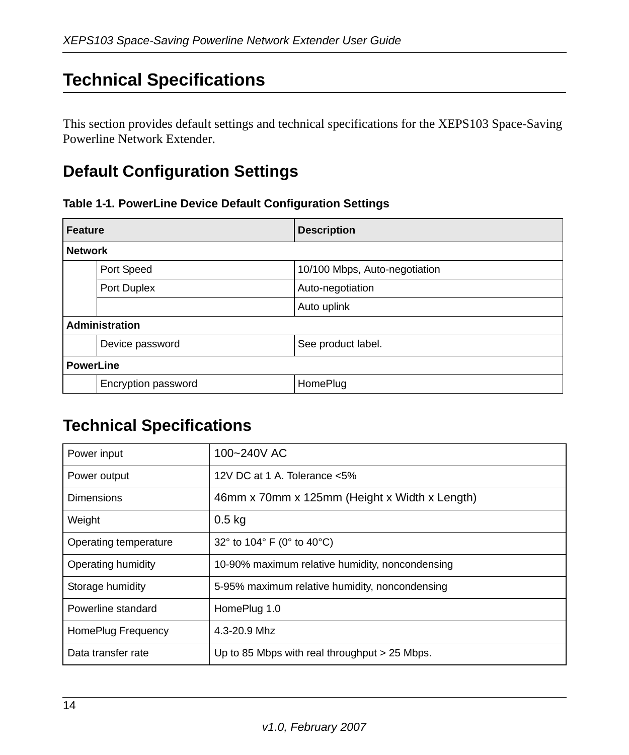# Technical Specifications

This section provides default settings and technical specifications for the XEPS103 Space-Saving Powerline Network Extender.

## Default Configuration Settings

**Table 1-1. PowerLine Device Default Configuration Settings**

| Feature | | Description |
|---|---|---|
| **Network** | | |
| | Port Speed | 10/100 Mbps, Auto-negotiation |
| | Port Duplex | Auto-negotiation |
| | | Auto uplink |
| **Administration** | | |
| | Device password | See product label. |
| **PowerLine** | | |
| | Encryption password | HomePlug |

## Technical Specifications

| | |
|---|---|
| Power input | 100~240V AC |
| Power output | 12V DC at 1 A. Tolerance <5% |
| Dimensions | 46mm x 70mm x 125mm (Height x Width x Length) |
| Weight | 0.5 kg |
| Operating temperature | 32° to 104° F (0° to 40°C) |
| Operating humidity | 10-90% maximum relative humidity, noncondensing |
| Storage humidity | 5-95% maximum relative humidity, noncondensing |
| Powerline standard | HomePlug 1.0 |
| HomePlug Frequency | 4.3-20.9 Mhz |
| Data transfer rate | Up to 85 Mbps with real throughput > 25 Mbps. |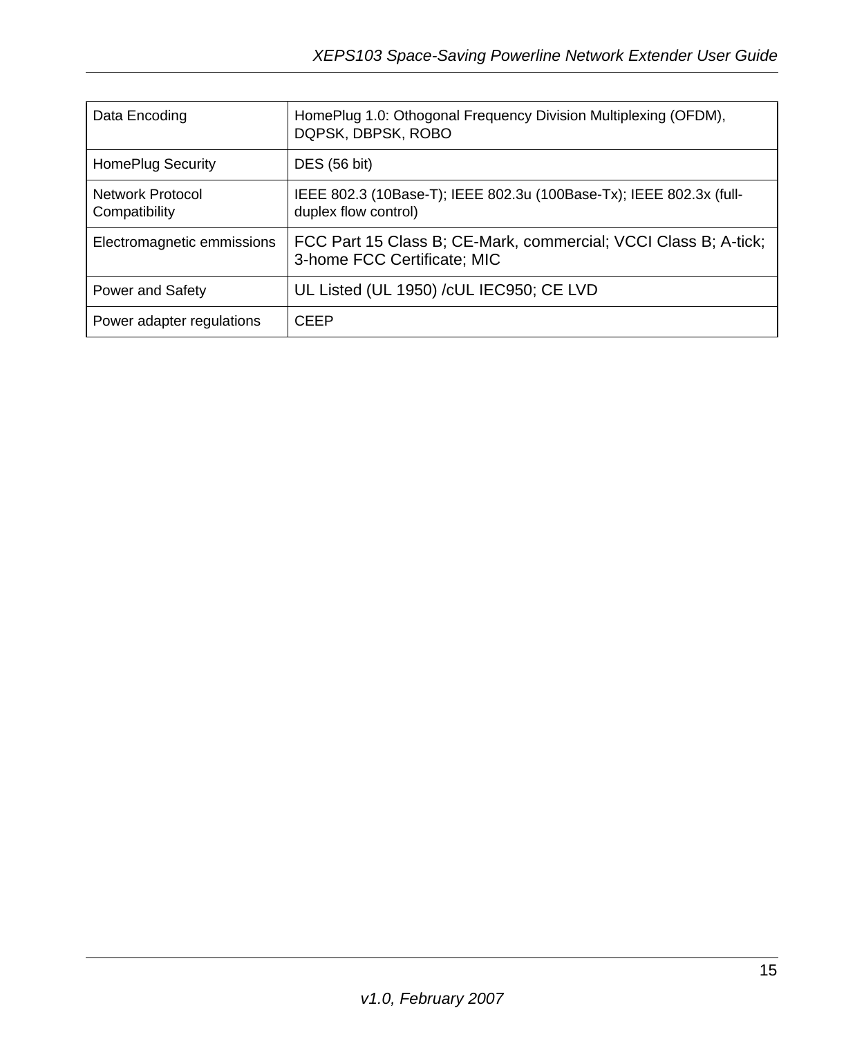| | |
|---|---|
| Data Encoding | HomePlug 1.0: Othogonal Frequency Division Multiplexing (OFDM), DQPSK, DBPSK, ROBO |
| HomePlug Security | DES (56 bit) |
| Network Protocol Compatibility | IEEE 802.3 (10Base-T); IEEE 802.3u (100Base-Tx); IEEE 802.3x (full-duplex flow control) |
| Electromagnetic emmissions | FCC Part 15 Class B; CE-Mark, commercial; VCCI Class B; A-tick; 3-home FCC Certificate; MIC |
| Power and Safety | UL Listed (UL 1950) /cUL IEC950; CE LVD |
| Power adapter regulations | CEEP |